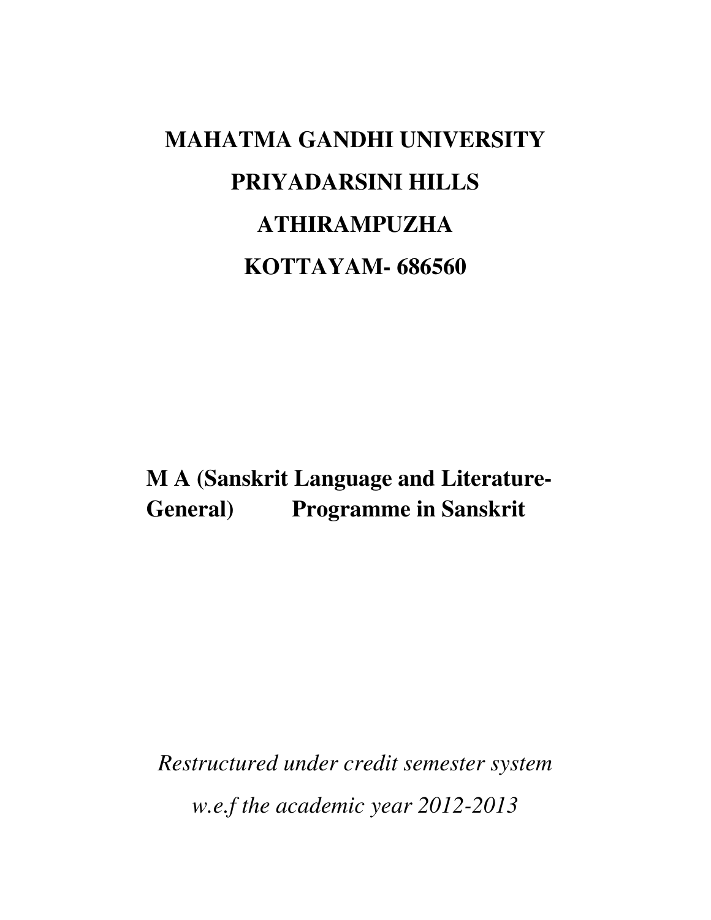# MAHATMA GANDHI UNIVERSITY

# PRIYADARSINI HILLS

# ATHIRAMPUZHA

# KOTTAYAM- 686560

## M A (Sanskrit Language and Literature-General) Programme in Sanskrit

*Restructured under credit semester system*

*w.e.f the academic year 2012-2013*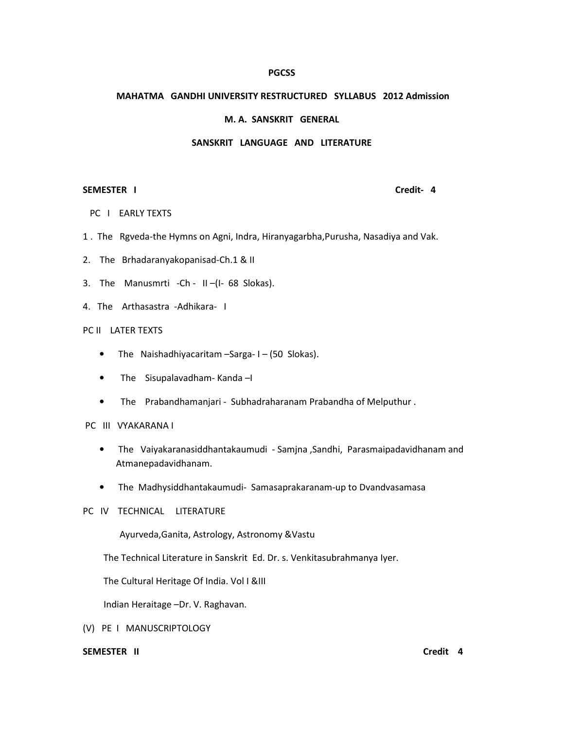**PGCSS**

**MAHATMA GANDHI UNIVERSITY RESTRUCTURED SYLLABUS 2012 Admission**

**M. A. SANSKRIT GENERAL**

**SANSKRIT LANGUAGE AND LITERATURE**

**SEMESTER I** **Credit- 4**

PC I EARLY TEXTS

1 . The Rgveda-the Hymns on Agni, Indra, Hiranyagarbha,Purusha, Nasadiya and Vak.

2. The Brhadaranyakopanisad-Ch.1 & II

3. The Manusmrti -Ch - II –(I- 68 Slokas).

4. The Arthasastra -Adhikara- I

PC II LATER TEXTS

- The Naishadhiyacaritam –Sarga- I – (50 Slokas).
- The Sisupalavadham- Kanda –I
- The Prabandhamanjari - Subhadraharanam Prabandha of Melputhur .

PC III VYAKARANA I

- The Vaiyakaranasiddhantakaumudi - Samjna ,Sandhi, Parasmaipadavidhanam and Atmanepadavidhanam.
- The Madhysiddhantakaumudi- Samasaprakaranam-up to Dvandvasamasa

PC IV TECHNICAL LITERATURE

Ayurveda,Ganita, Astrology, Astronomy &Vastu

The Technical Literature in Sanskrit Ed. Dr. s. Venkitasubrahmanya Iyer.

The Cultural Heritage Of India. Vol I &III

Indian Heraitage –Dr. V. Raghavan.

(V) PE I MANUSCRIPTOLOGY

**SEMESTER II** **Credit 4**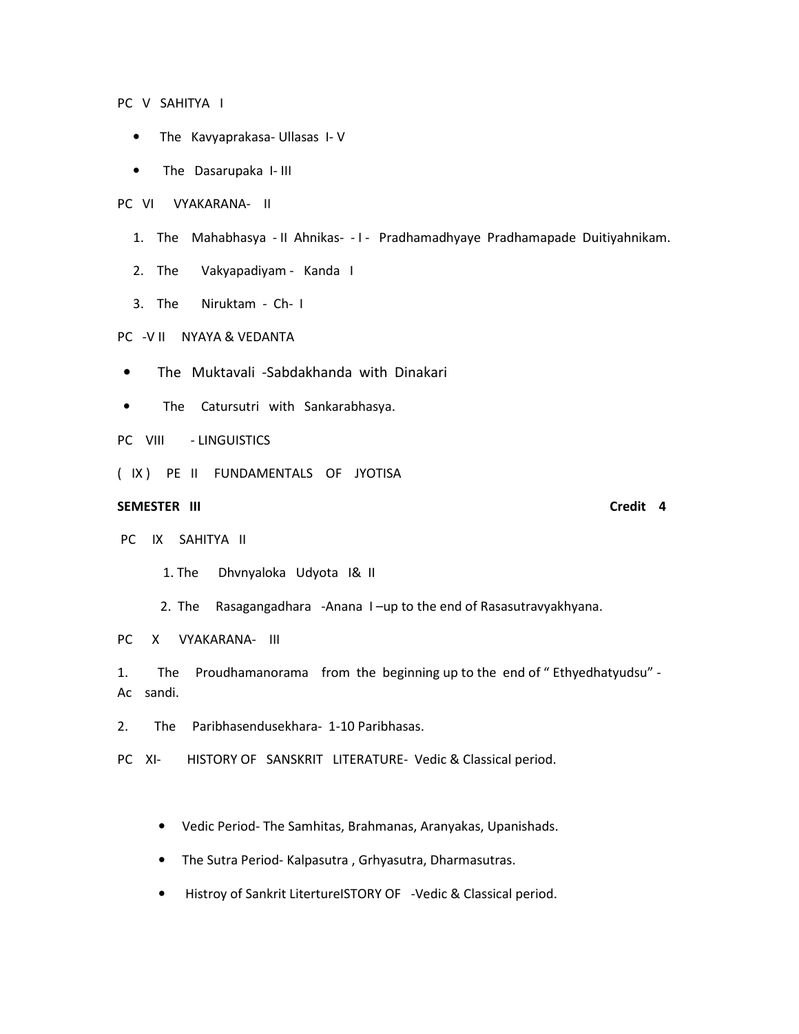PC V SAHITYA I

- The Kavyaprakasa- Ullasas I- V
- The Dasarupaka I- III

PC VI VYAKARANA- II

1. The Mahabhasya - II Ahnikas- - I - Pradhamadhyaye Pradhamapade Duitiyahnikam.
2. The Vakyapadiyam - Kanda I
3. The Niruktam - Ch- I

PC -V II NYAYA & VEDANTA

- The Muktavali -Sabdakhanda with Dinakari
- The Catursutri with Sankarabhasya.

PC VIII - LINGUISTICS

( IX ) PE II FUNDAMENTALS OF JYOTISA

**SEMESTER III** **Credit 4**

PC IX SAHITYA II

1. The Dhvnyaloka Udyota I& II
2. The Rasagangadhara -Anana I –up to the end of Rasasutravyakhyana.

PC X VYAKARANA- III

1. The Proudhamanorama from the beginning up to the end of " Ethyedhatyudsu" - Ac sandi.
2. The Paribhasendusekhara- 1-10 Paribhasas.

PC XI- HISTORY OF SANSKRIT LITERATURE- Vedic & Classical period.

- Vedic Period- The Samhitas, Brahmanas, Aranyakas, Upanishads.
- The Sutra Period- Kalpasutra , Grhyasutra, Dharmasutras.
- Histroy of Sankrit LitertureISTORY OF -Vedic & Classical period.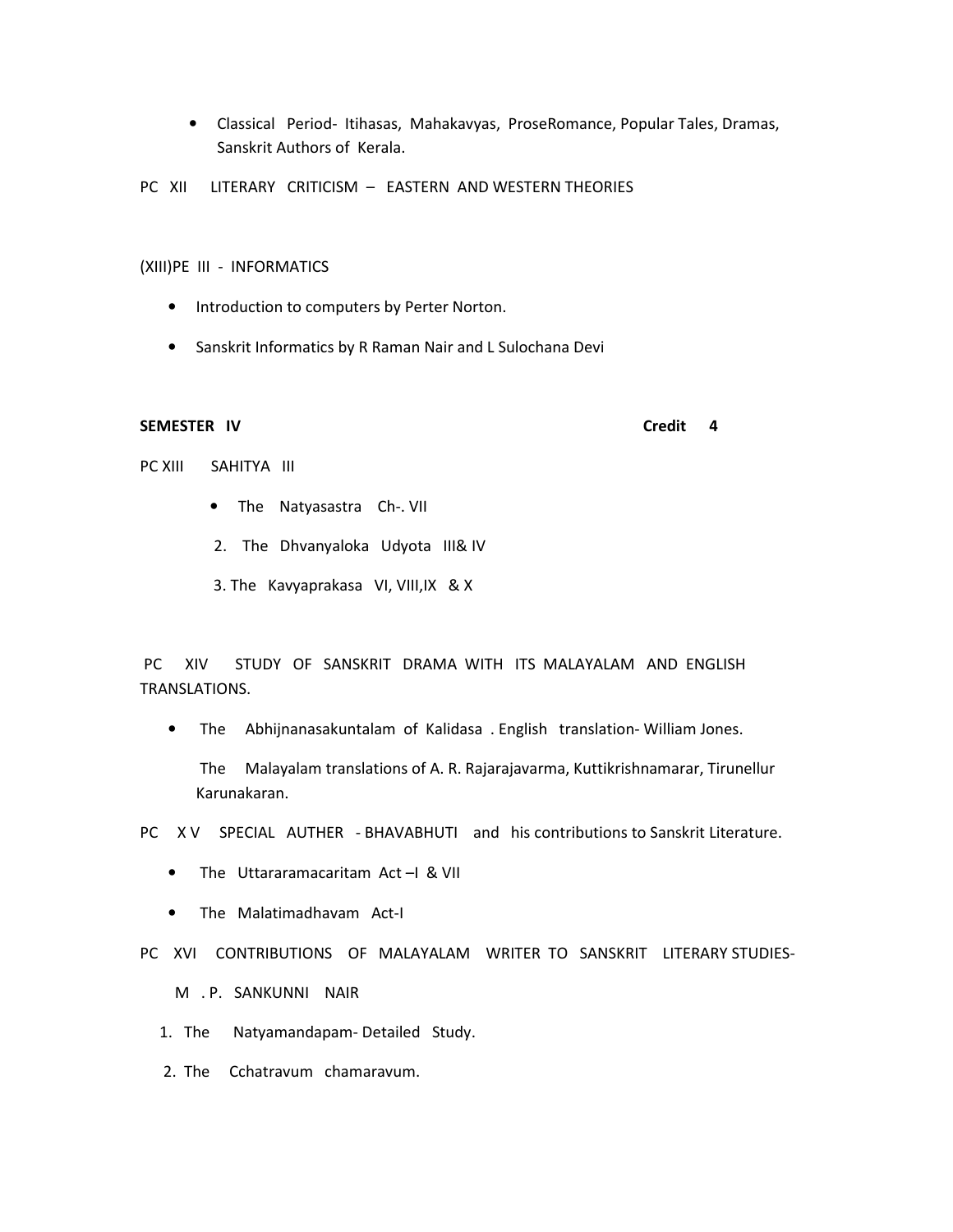- Classical Period- Itihasas, Mahakavyas, ProseRomance, Popular Tales, Dramas, Sanskrit Authors of Kerala.

PC XII LITERARY CRITICISM – EASTERN AND WESTERN THEORIES

(XIII)PE III - INFORMATICS

- Introduction to computers by Perter Norton.
- Sanskrit Informatics by R Raman Nair and L Sulochana Devi

**SEMESTER IV** **Credit 4**

PC XIII SAHITYA III

- The Natyasastra Ch-. VII

2. The Dhvanyaloka Udyota III& IV
3. The Kavyaprakasa VI, VIII,IX & X

PC XIV STUDY OF SANSKRIT DRAMA WITH ITS MALAYALAM AND ENGLISH TRANSLATIONS.

- The Abhijnanasakuntalam of Kalidasa . English translation- William Jones.

  The Malayalam translations of A. R. Rajarajavarma, Kuttikrishnamarar, Tirunellur Karunakaran.

PC X V SPECIAL AUTHER - BHAVABHUTI and his contributions to Sanskrit Literature.

- The Uttararamacaritam Act –I & VII
- The Malatimadhavam Act-I

PC XVI CONTRIBUTIONS OF MALAYALAM WRITER TO SANSKRIT LITERARY STUDIES-

M . P. SANKUNNI NAIR

1. The Natyamandapam- Detailed Study.
2. The Cchatravum chamaravum.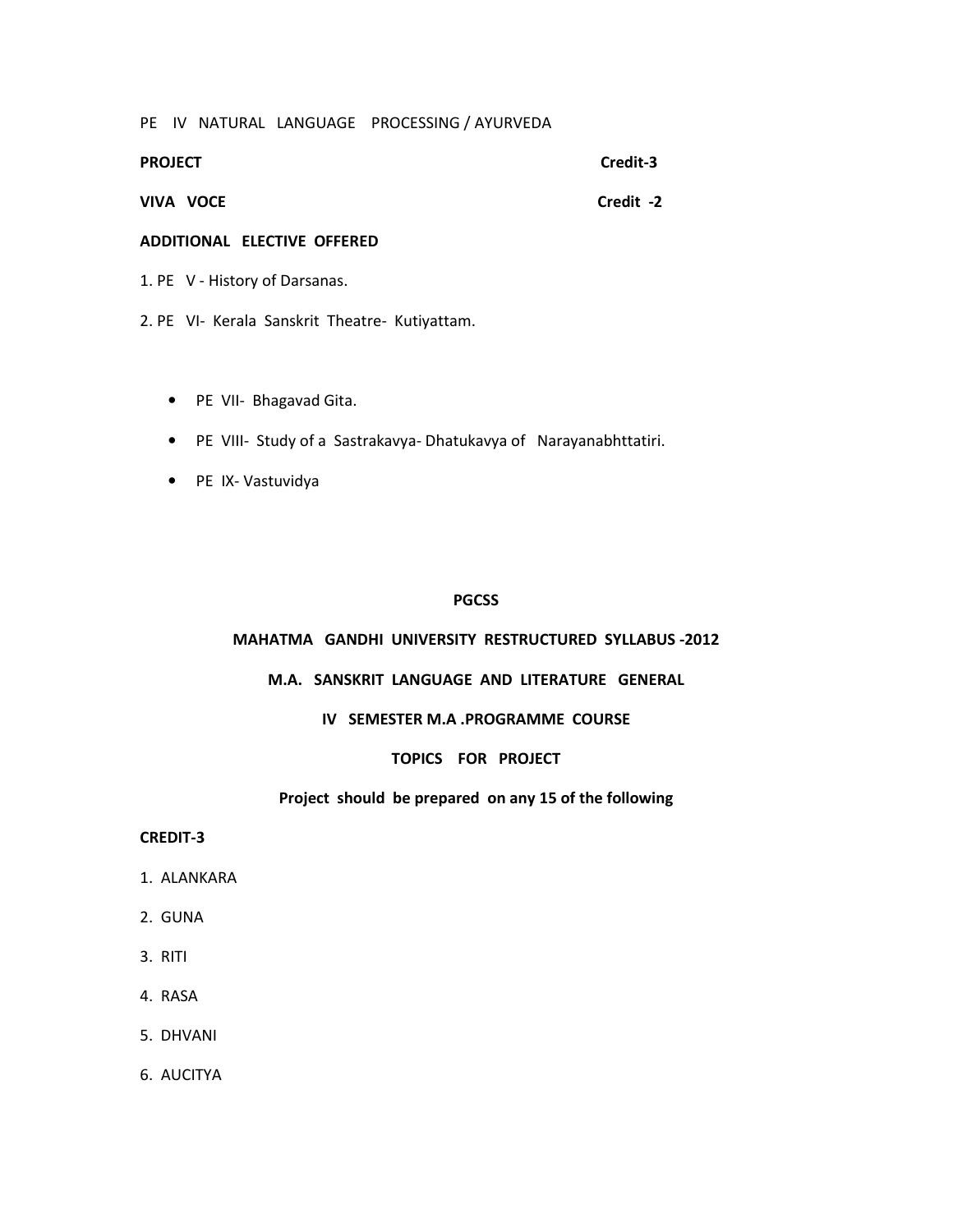PE IV NATURAL LANGUAGE PROCESSING / AYURVEDA

**PROJECT** **Credit-3**

**VIVA VOCE** **Credit -2**

**ADDITIONAL ELECTIVE OFFERED**

1. PE V - History of Darsanas.
2. PE VI- Kerala Sanskrit Theatre- Kutiyattam.

- PE VII- Bhagavad Gita.
- PE VIII- Study of a Sastrakavya- Dhatukavya of Narayanabhttatiri.
- PE IX- Vastuvidya

**PGCSS**

**MAHATMA GANDHI UNIVERSITY RESTRUCTURED SYLLABUS -2012**

**M.A. SANSKRIT LANGUAGE AND LITERATURE GENERAL**

**IV SEMESTER M.A .PROGRAMME COURSE**

**TOPICS FOR PROJECT**

**Project should be prepared on any 15 of the following**

**CREDIT-3**

1. ALANKARA
2. GUNA
3. RITI
4. RASA
5. DHVANI
6. AUCITYA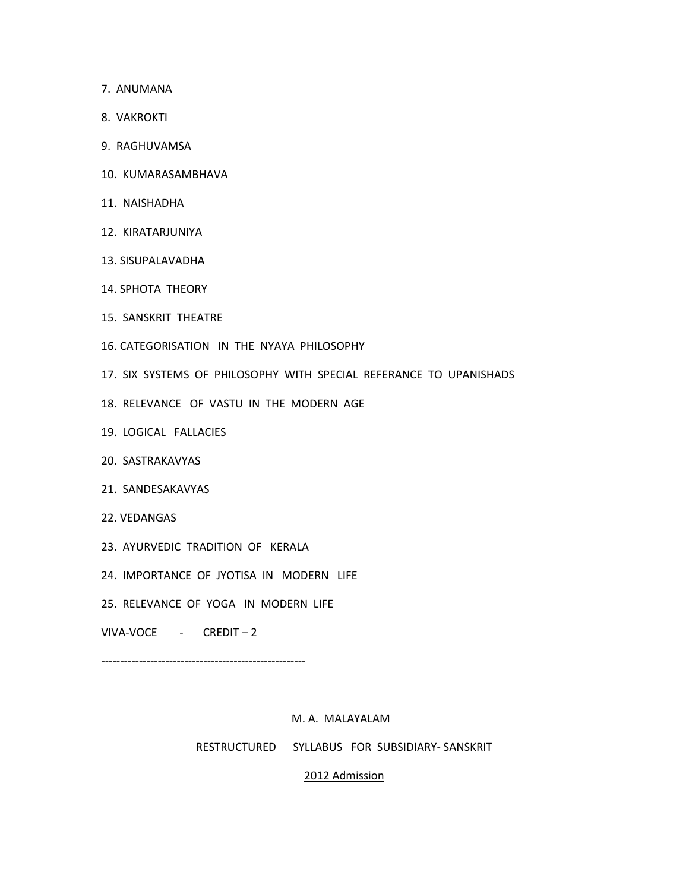7. ANUMANA

8. VAKROKTI

9. RAGHUVAMSA

10. KUMARASAMBHAVA

11. NAISHADHA

12. KIRATARJUNIYA

13. SISUPALAVADHA

14. SPHOTA THEORY

15. SANSKRIT THEATRE

16. CATEGORISATION IN THE NYAYA PHILOSOPHY

17. SIX SYSTEMS OF PHILOSOPHY WITH SPECIAL REFERANCE TO UPANISHADS

18. RELEVANCE OF VASTU IN THE MODERN AGE

19. LOGICAL FALLACIES

20. SASTRAKAVYAS

21. SANDESAKAVYAS

22. VEDANGAS

23. AYURVEDIC TRADITION OF KERALA

24. IMPORTANCE OF JYOTISA IN MODERN LIFE

25. RELEVANCE OF YOGA IN MODERN LIFE

VIVA-VOCE - CREDIT – 2

-----------------------------------------------------

M. A. MALAYALAM

RESTRUCTURED SYLLABUS FOR SUBSIDIARY- SANSKRIT

<u>2012 Admission</u>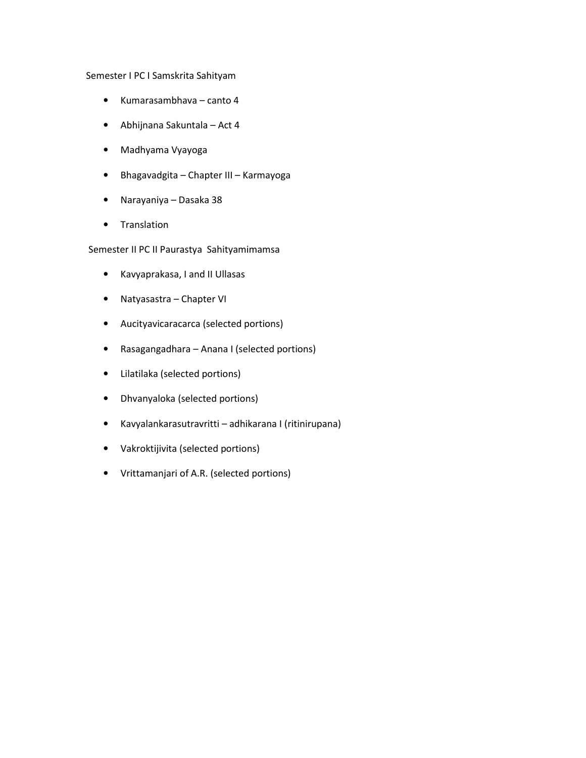Semester I PC I Samskrita Sahityam

- Kumarasambhava – canto 4
- Abhijnana Sakuntala – Act 4
- Madhyama Vyayoga
- Bhagavadgita – Chapter III – Karmayoga
- Narayaniya – Dasaka 38
- Translation

Semester II PC II Paurastya Sahityamimamsa

- Kavyaprakasa, I and II Ullasas
- Natyasastra – Chapter VI
- Aucityavicaracarca (selected portions)
- Rasagangadhara – Anana I (selected portions)
- Lilatilaka (selected portions)
- Dhvanyaloka (selected portions)
- Kavyalankarasutravritti – adhikarana I (ritinirupana)
- Vakroktijivita (selected portions)
- Vrittamanjari of A.R. (selected portions)